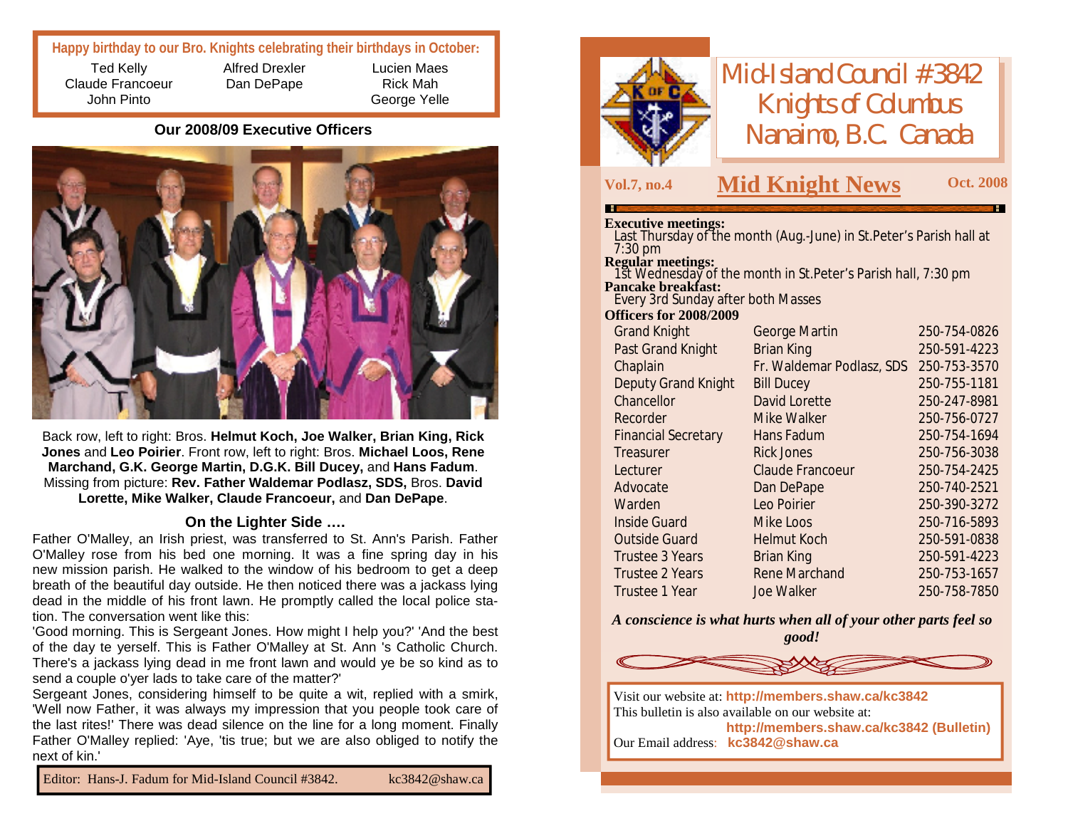**Happy birthday to our Bro. Knights celebrating their birthdays in October:**

| | | |
|---|---|---|
| Ted Kelly | Alfred Drexler | Lucien Maes |
| Claude Francoeur | Dan DePape | Rick Mah |
| John Pinto | | George Yelle |

### Our 2008/09 Executive Officers

Back row, left to right: Bros. **Helmut Koch, Joe Walker, Brian King, Rick Jones** and **Leo Poirier**. Front row, left to right: Bros. **Michael Loos, Rene Marchand, G.K. George Martin, D.G.K. Bill Ducey,** and **Hans Fadum**. Missing from picture: **Rev. Father Waldemar Podlasz, SDS,** Bros. **David Lorette, Mike Walker, Claude Francoeur,** and **Dan DePape**.

### On the Lighter Side ….

Father O'Malley, an Irish priest, was transferred to St. Ann's Parish. Father O'Malley rose from his bed one morning. It was a fine spring day in his new mission parish. He walked to the window of his bedroom to get a deep breath of the beautiful day outside. He then noticed there was a jackass lying dead in the middle of his front lawn. He promptly called the local police station. The conversation went like this:

'Good morning. This is Sergeant Jones. How might I help you?' 'And the best of the day te yerself. This is Father O'Malley at St. Ann 's Catholic Church. There's a jackass lying dead in me front lawn and would ye be so kind as to send a couple o'yer lads to take care of the matter?'

Sergeant Jones, considering himself to be quite a wit, replied with a smirk, 'Well now Father, it was always my impression that you people took care of the last rites!' There was dead silence on the line for a long moment. Finally Father O'Malley replied: 'Aye, 'tis true; but we are also obliged to notify the next of kin.'

Editor: Hans-J. Fadum for Mid-Island Council #3842. kc3842@shaw.ca

# Mid-Island Council #3842 Knights of Columbus Nanaimo, B.C. Canada

**Vol.7, no.4** — **Mid Knight News** — **Oct. 2008**

**Executive meetings:**
Last Thursday of the month (Aug.-June) in St.Peter's Parish hall at 7:30 pm

**Regular meetings:**
1st Wednesday of the month in St.Peter's Parish hall, 7:30 pm

**Pancake breakfast:**
Every 3rd Sunday after both Masses

**Officers for 2008/2009**

| | | |
|---|---|---|
| Grand Knight | George Martin | 250-754-0826 |
| Past Grand Knight | Brian King | 250-591-4223 |
| Chaplain | Fr. Waldemar Podlasz, SDS | 250-753-3570 |
| Deputy Grand Knight | Bill Ducey | 250-755-1181 |
| Chancellor | David Lorette | 250-247-8981 |
| Recorder | Mike Walker | 250-756-0727 |
| Financial Secretary | Hans Fadum | 250-754-1694 |
| Treasurer | Rick Jones | 250-756-3038 |
| Lecturer | Claude Francoeur | 250-754-2425 |
| Advocate | Dan DePape | 250-740-2521 |
| Warden | Leo Poirier | 250-390-3272 |
| Inside Guard | Mike Loos | 250-716-5893 |
| Outside Guard | Helmut Koch | 250-591-0838 |
| Trustee 3 Years | Brian King | 250-591-4223 |
| Trustee 2 Years | Rene Marchand | 250-753-1657 |
| Trustee 1 Year | Joe Walker | 250-758-7850 |

***A conscience is what hurts when all of your other parts feel so good!***

Visit our website at: **http://members.shaw.ca/kc3842**
This bulletin is also available on our website at:
**http://members.shaw.ca/kc3842 (Bulletin)**
Our Email address: **kc3842@shaw.ca**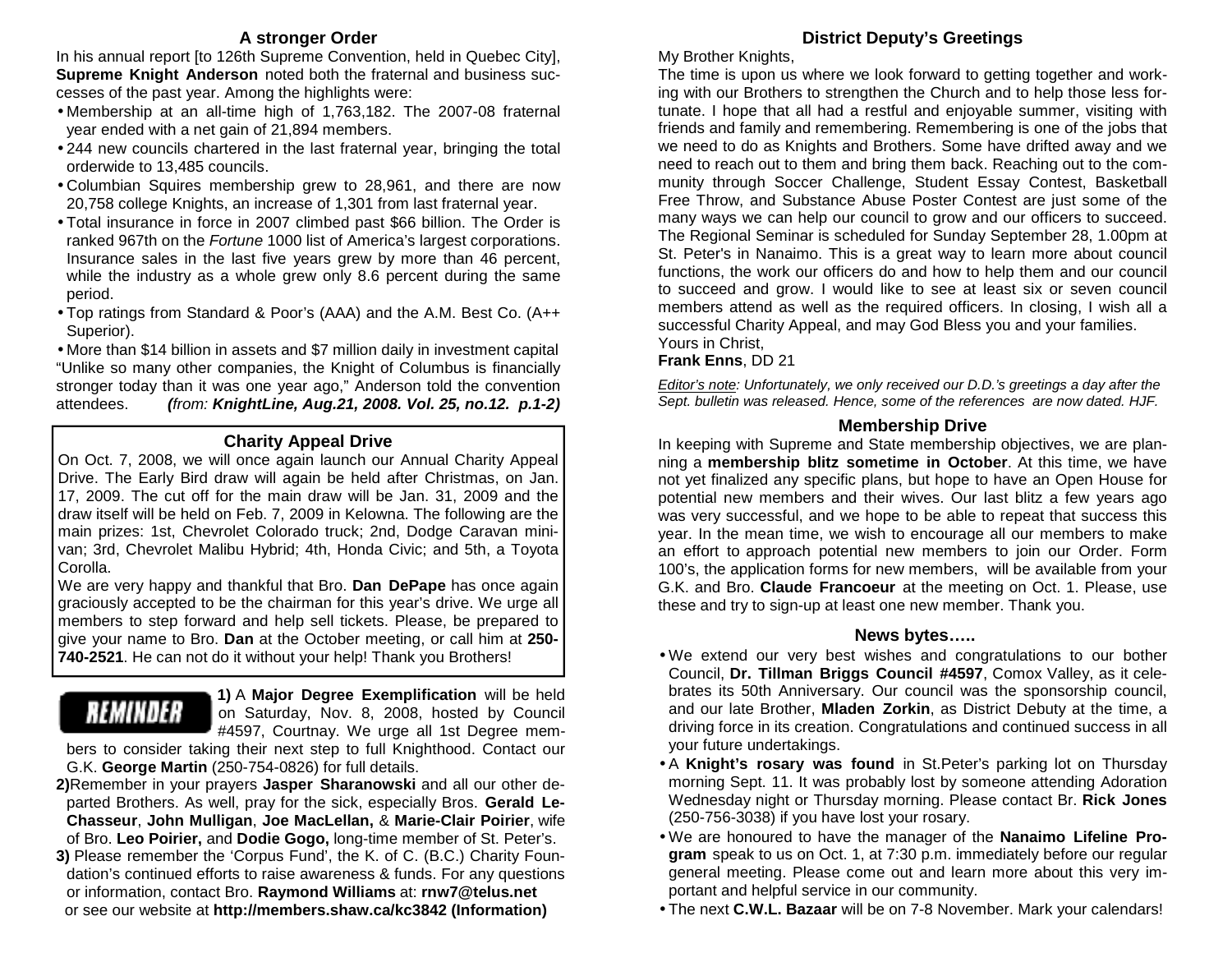## A stronger Order

In his annual report [to 126th Supreme Convention, held in Quebec City], **Supreme Knight Anderson** noted both the fraternal and business successes of the past year. Among the highlights were:

- Membership at an all-time high of 1,763,182. The 2007-08 fraternal year ended with a net gain of 21,894 members.
- 244 new councils chartered in the last fraternal year, bringing the total orderwide to 13,485 councils.
- Columbian Squires membership grew to 28,961, and there are now 20,758 college Knights, an increase of 1,301 from last fraternal year.
- Total insurance in force in 2007 climbed past $66 billion. The Order is ranked 967th on the *Fortune* 1000 list of America's largest corporations. Insurance sales in the last five years grew by more than 46 percent, while the industry as a whole grew only 8.6 percent during the same period.
- Top ratings from Standard & Poor's (AAA) and the A.M. Best Co. (A++ Superior).
- More than $14 billion in assets and $7 million daily in investment capital

"Unlike so many other companies, the Knight of Columbus is financially stronger today than it was one year ago," Anderson told the convention attendees. ***(from: KnightLine, Aug.21, 2008. Vol. 25, no.12. p.1-2)***

## Charity Appeal Drive

On Oct. 7, 2008, we will once again launch our Annual Charity Appeal Drive. The Early Bird draw will again be held after Christmas, on Jan. 17, 2009. The cut off for the main draw will be Jan. 31, 2009 and the draw itself will be held on Feb. 7, 2009 in Kelowna. The following are the main prizes: 1st, Chevrolet Colorado truck; 2nd, Dodge Caravan minivan; 3rd, Chevrolet Malibu Hybrid; 4th, Honda Civic; and 5th, a Toyota Corolla.

We are very happy and thankful that Bro. **Dan DePape** has once again graciously accepted to be the chairman for this year's drive. We urge all members to step forward and help sell tickets. Please, be prepared to give your name to Bro. **Dan** at the October meeting, or call him at **250-740-2521**. He can not do it without your help! Thank you Brothers!

## REMINDER

**1)** A **Major Degree Exemplification** will be held on Saturday, Nov. 8, 2008, hosted by Council #4597, Courtnay. We urge all 1st Degree members to consider taking their next step to full Knighthood. Contact our G.K. **George Martin** (250-754-0826) for full details.

**2)** Remember in your prayers **Jasper Sharanowski** and all our other departed Brothers. As well, pray for the sick, especially Bros. **Gerald LeChasseur**, **John Mulligan**, **Joe MacLellan,** & **Marie-Clair Poirier**, wife of Bro. **Leo Poirier,** and **Dodie Gogo,** long-time member of St. Peter's.

**3)** Please remember the 'Corpus Fund', the K. of C. (B.C.) Charity Foundation's continued efforts to raise awareness & funds. For any questions or information, contact Bro. **Raymond Williams** at: **rnw7@telus.net** or see our website at **http://members.shaw.ca/kc3842 (Information)**

## District Deputy's Greetings

My Brother Knights,

The time is upon us where we look forward to getting together and working with our Brothers to strengthen the Church and to help those less fortunate. I hope that all had a restful and enjoyable summer, visiting with friends and family and remembering. Remembering is one of the jobs that we need to do as Knights and Brothers. Some have drifted away and we need to reach out to them and bring them back. Reaching out to the community through Soccer Challenge, Student Essay Contest, Basketball Free Throw, and Substance Abuse Poster Contest are just some of the many ways we can help our council to grow and our officers to succeed. The Regional Seminar is scheduled for Sunday September 28, 1.00pm at St. Peter's in Nanaimo. This is a great way to learn more about council functions, the work our officers do and how to help them and our council to succeed and grow. I would like to see at least six or seven council members attend as well as the required officers. In closing, I wish all a successful Charity Appeal, and may God Bless you and your families.

Yours in Christ,
**Frank Enns**, DD 21

*Editor's note: Unfortunately, we only received our D.D.'s greetings a day after the Sept. bulletin was released. Hence, some of the references are now dated. HJF.*

## Membership Drive

In keeping with Supreme and State membership objectives, we are planning a **membership blitz sometime in October**. At this time, we have not yet finalized any specific plans, but hope to have an Open House for potential new members and their wives. Our last blitz a few years ago was very successful, and we hope to be able to repeat that success this year. In the mean time, we wish to encourage all our members to make an effort to approach potential new members to join our Order. Form 100's, the application forms for new members, will be available from your G.K. and Bro. **Claude Francoeur** at the meeting on Oct. 1. Please, use these and try to sign-up at least one new member. Thank you.

## News bytes…..

- We extend our very best wishes and congratulations to our bother Council, **Dr. Tillman Briggs Council #4597**, Comox Valley, as it celebrates its 50th Anniversary. Our council was the sponsorship council, and our late Brother, **Mladen Zorkin**, as District Debuty at the time, a driving force in its creation. Congratulations and continued success in all your future undertakings.
- A **Knight's rosary was found** in St.Peter's parking lot on Thursday morning Sept. 11. It was probably lost by someone attending Adoration Wednesday night or Thursday morning. Please contact Br. **Rick Jones** (250-756-3038) if you have lost your rosary.
- We are honoured to have the manager of the **Nanaimo Lifeline Program** speak to us on Oct. 1, at 7:30 p.m. immediately before our regular general meeting. Please come out and learn more about this very important and helpful service in our community.
- The next **C.W.L. Bazaar** will be on 7-8 November. Mark your calendars!